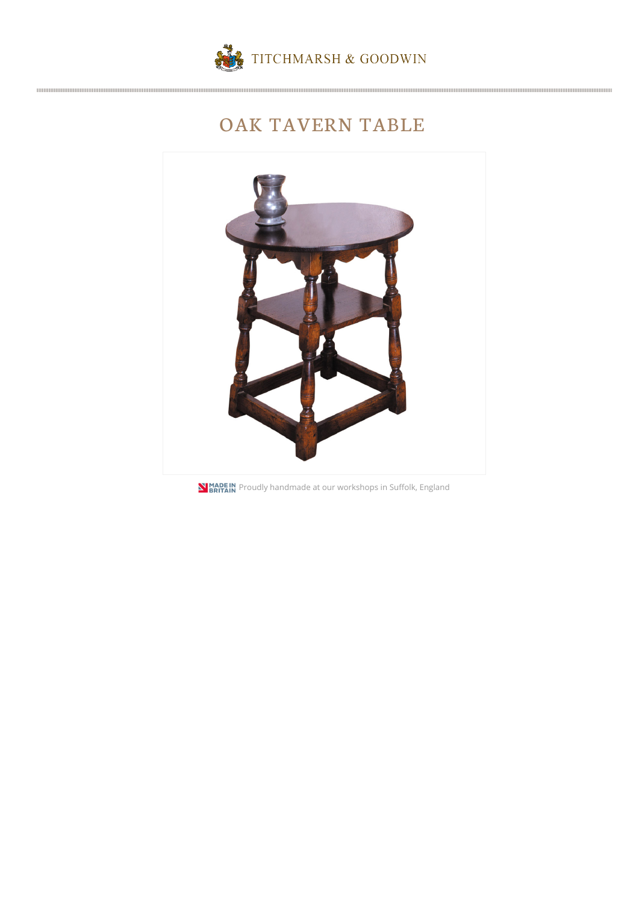TITCHMARSH & GOODWIN

# OAK TAVERN TABLE

MADE IN BRITAIN Proudly handmade at our workshops in Suffolk, England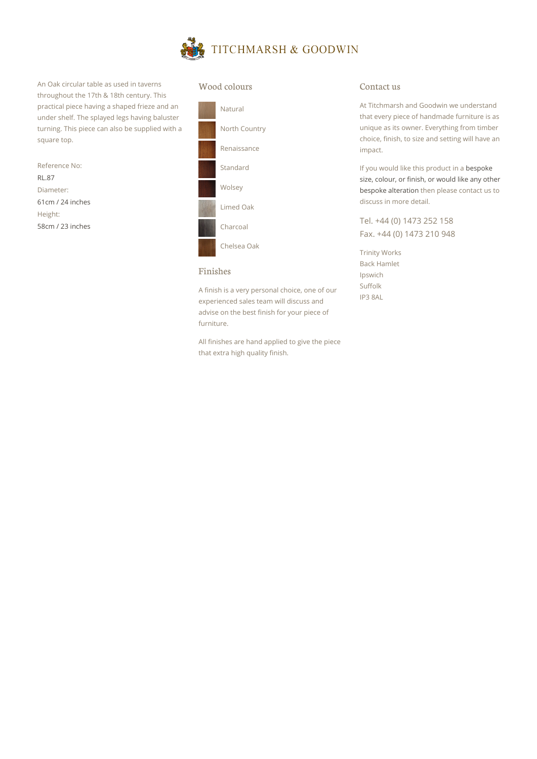An Oak circular table as used in taverns throughout the 17th & 18th century. This practical piece having a shaped frieze and an under shelf. The splayed legs having baluster turning. This piece can also be supplied with a square top.

Reference No:
RL.87
Diameter:
61cm / 24 inches
Height:
58cm / 23 inches

## Wood colours

- Natural
- North Country
- Renaissance
- Standard
- Wolsey
- Limed Oak
- Charcoal
- Chelsea Oak

## Finishes

A finish is a very personal choice, one of our experienced sales team will discuss and advise on the best finish for your piece of furniture.

All finishes are hand applied to give the piece that extra high quality finish.

## Contact us

At Titchmarsh and Goodwin we understand that every piece of handmade furniture is as unique as its owner. Everything from timber choice, finish, to size and setting will have an impact.

If you would like this product in a bespoke size, colour, or finish, or would like any other bespoke alteration then please contact us to discuss in more detail.

Tel. +44 (0) 1473 252 158
Fax. +44 (0) 1473 210 948

Trinity Works
Back Hamlet
Ipswich
Suffolk
IP3 8AL